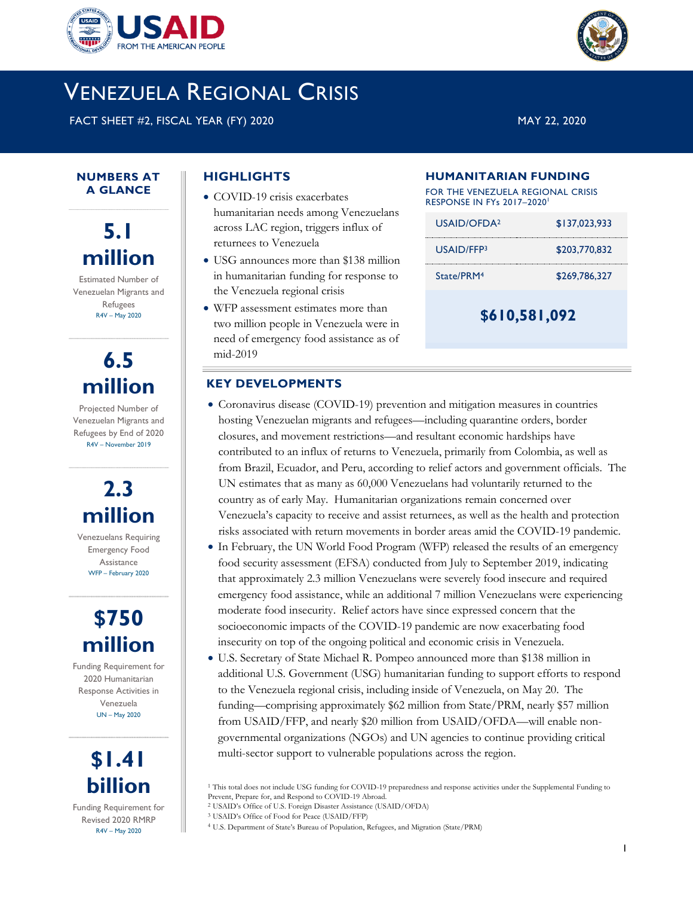USAID FROM THE AMERICAN PEOPLE

# VENEZUELA REGIONAL CRISIS

FACT SHEET #2, FISCAL YEAR (FY) 2020

MAY 22, 2020

## NUMBERS AT A GLANCE

**5.1 million**

Estimated Number of Venezuelan Migrants and Refugees

R4V – May 2020

**6.5 million**

Projected Number of Venezuelan Migrants and Refugees by End of 2020

R4V – November 2019

**2.3 million**

Venezuelans Requiring Emergency Food Assistance

WFP – February 2020

**$750 million**

Funding Requirement for 2020 Humanitarian Response Activities in Venezuela

UN – May 2020

**$1.41 billion**

Funding Requirement for Revised 2020 RMRP

R4V – May 2020

## HIGHLIGHTS

- COVID-19 crisis exacerbates humanitarian needs among Venezuelans across LAC region, triggers influx of returnees to Venezuela
- USG announces more than $138 million in humanitarian funding for response to the Venezuela regional crisis
- WFP assessment estimates more than two million people in Venezuela were in need of emergency food assistance as of mid-2019

## HUMANITARIAN FUNDING

FOR THE VENEZUELA REGIONAL CRISIS RESPONSE IN FYs 2017–2020[1]

| | |
|---|---|
| USAID/OFDA[2] | $137,023,933 |
| USAID/FFP[3] | $203,770,832 |
| State/PRM[4] | $269,786,327 |
| | **$610,581,092** |

## KEY DEVELOPMENTS

- Coronavirus disease (COVID-19) prevention and mitigation measures in countries hosting Venezuelan migrants and refugees—including quarantine orders, border closures, and movement restrictions—and resultant economic hardships have contributed to an influx of returns to Venezuela, primarily from Colombia, as well as from Brazil, Ecuador, and Peru, according to relief actors and government officials. The UN estimates that as many as 60,000 Venezuelans had voluntarily returned to the country as of early May. Humanitarian organizations remain concerned over Venezuela's capacity to receive and assist returnees, as well as the health and protection risks associated with return movements in border areas amid the COVID-19 pandemic.
- In February, the UN World Food Program (WFP) released the results of an emergency food security assessment (EFSA) conducted from July to September 2019, indicating that approximately 2.3 million Venezuelans were severely food insecure and required emergency food assistance, while an additional 7 million Venezuelans were experiencing moderate food insecurity. Relief actors have since expressed concern that the socioeconomic impacts of the COVID-19 pandemic are now exacerbating food insecurity on top of the ongoing political and economic crisis in Venezuela.
- U.S. Secretary of State Michael R. Pompeo announced more than $138 million in additional U.S. Government (USG) humanitarian funding to support efforts to respond to the Venezuela regional crisis, including inside of Venezuela, on May 20. The funding—comprising approximately $62 million from State/PRM, nearly $57 million from USAID/FFP, and nearly $20 million from USAID/OFDA—will enable non-governmental organizations (NGOs) and UN agencies to continue providing critical multi-sector support to vulnerable populations across the region.

[1] This total does not include USG funding for COVID-19 preparedness and response activities under the Supplemental Funding to Prevent, Prepare for, and Respond to COVID-19 Abroad.

[2] USAID's Office of U.S. Foreign Disaster Assistance (USAID/OFDA)

[3] USAID's Office of Food for Peace (USAID/FFP)

[4] U.S. Department of State's Bureau of Population, Refugees, and Migration (State/PRM)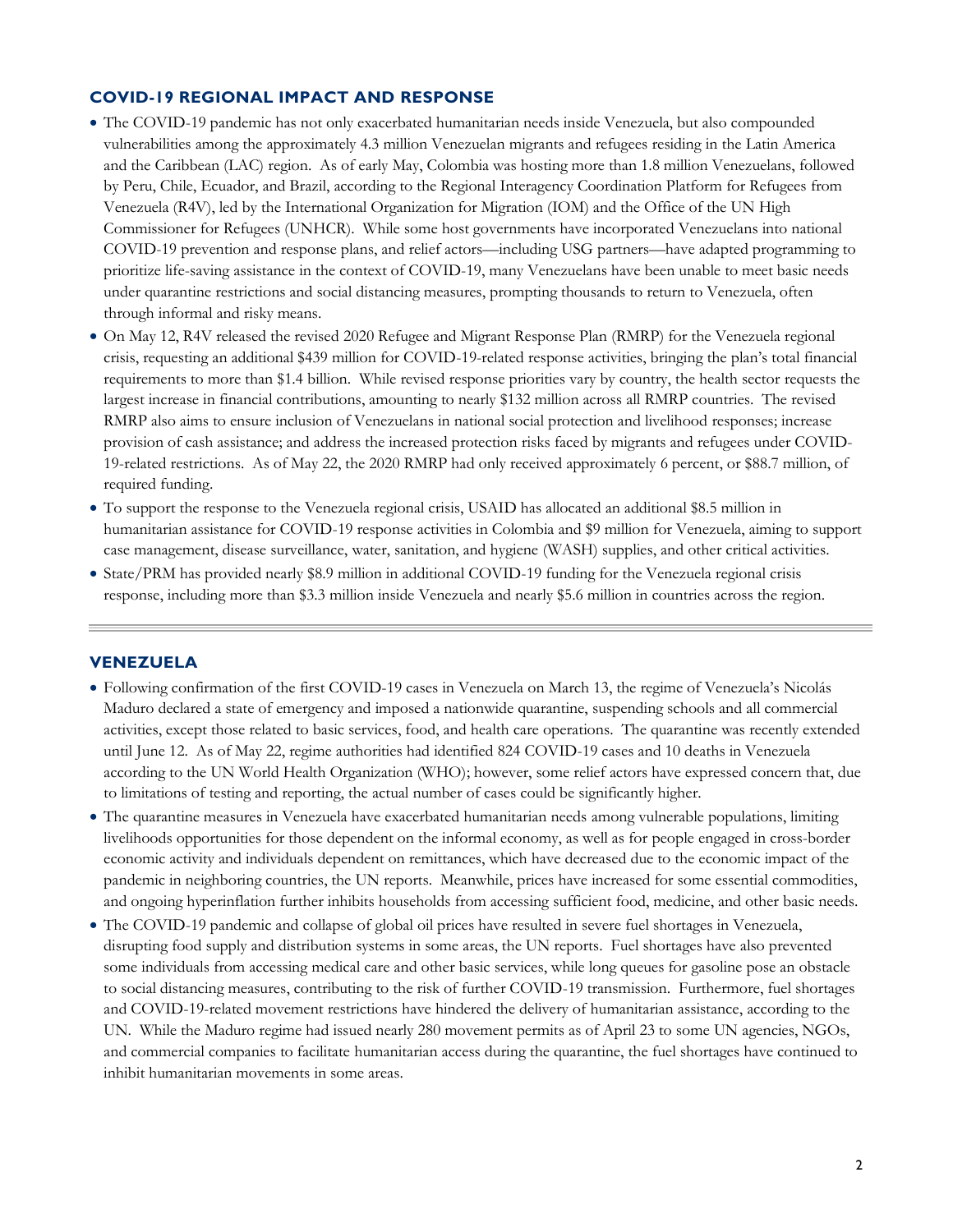## COVID-19 REGIONAL IMPACT AND RESPONSE

- The COVID-19 pandemic has not only exacerbated humanitarian needs inside Venezuela, but also compounded vulnerabilities among the approximately 4.3 million Venezuelan migrants and refugees residing in the Latin America and the Caribbean (LAC) region. As of early May, Colombia was hosting more than 1.8 million Venezuelans, followed by Peru, Chile, Ecuador, and Brazil, according to the Regional Interagency Coordination Platform for Refugees from Venezuela (R4V), led by the International Organization for Migration (IOM) and the Office of the UN High Commissioner for Refugees (UNHCR). While some host governments have incorporated Venezuelans into national COVID-19 prevention and response plans, and relief actors—including USG partners—have adapted programming to prioritize life-saving assistance in the context of COVID-19, many Venezuelans have been unable to meet basic needs under quarantine restrictions and social distancing measures, prompting thousands to return to Venezuela, often through informal and risky means.
- On May 12, R4V released the revised 2020 Refugee and Migrant Response Plan (RMRP) for the Venezuela regional crisis, requesting an additional $439 million for COVID-19-related response activities, bringing the plan's total financial requirements to more than $1.4 billion. While revised response priorities vary by country, the health sector requests the largest increase in financial contributions, amounting to nearly $132 million across all RMRP countries. The revised RMRP also aims to ensure inclusion of Venezuelans in national social protection and livelihood responses; increase provision of cash assistance; and address the increased protection risks faced by migrants and refugees under COVID-19-related restrictions. As of May 22, the 2020 RMRP had only received approximately 6 percent, or $88.7 million, of required funding.
- To support the response to the Venezuela regional crisis, USAID has allocated an additional $8.5 million in humanitarian assistance for COVID-19 response activities in Colombia and $9 million for Venezuela, aiming to support case management, disease surveillance, water, sanitation, and hygiene (WASH) supplies, and other critical activities.
- State/PRM has provided nearly $8.9 million in additional COVID-19 funding for the Venezuela regional crisis response, including more than $3.3 million inside Venezuela and nearly $5.6 million in countries across the region.

## VENEZUELA

- Following confirmation of the first COVID-19 cases in Venezuela on March 13, the regime of Venezuela's Nicolás Maduro declared a state of emergency and imposed a nationwide quarantine, suspending schools and all commercial activities, except those related to basic services, food, and health care operations. The quarantine was recently extended until June 12. As of May 22, regime authorities had identified 824 COVID-19 cases and 10 deaths in Venezuela according to the UN World Health Organization (WHO); however, some relief actors have expressed concern that, due to limitations of testing and reporting, the actual number of cases could be significantly higher.
- The quarantine measures in Venezuela have exacerbated humanitarian needs among vulnerable populations, limiting livelihoods opportunities for those dependent on the informal economy, as well as for people engaged in cross-border economic activity and individuals dependent on remittances, which have decreased due to the economic impact of the pandemic in neighboring countries, the UN reports. Meanwhile, prices have increased for some essential commodities, and ongoing hyperinflation further inhibits households from accessing sufficient food, medicine, and other basic needs.
- The COVID-19 pandemic and collapse of global oil prices have resulted in severe fuel shortages in Venezuela, disrupting food supply and distribution systems in some areas, the UN reports. Fuel shortages have also prevented some individuals from accessing medical care and other basic services, while long queues for gasoline pose an obstacle to social distancing measures, contributing to the risk of further COVID-19 transmission. Furthermore, fuel shortages and COVID-19-related movement restrictions have hindered the delivery of humanitarian assistance, according to the UN. While the Maduro regime had issued nearly 280 movement permits as of April 23 to some UN agencies, NGOs, and commercial companies to facilitate humanitarian access during the quarantine, the fuel shortages have continued to inhibit humanitarian movements in some areas.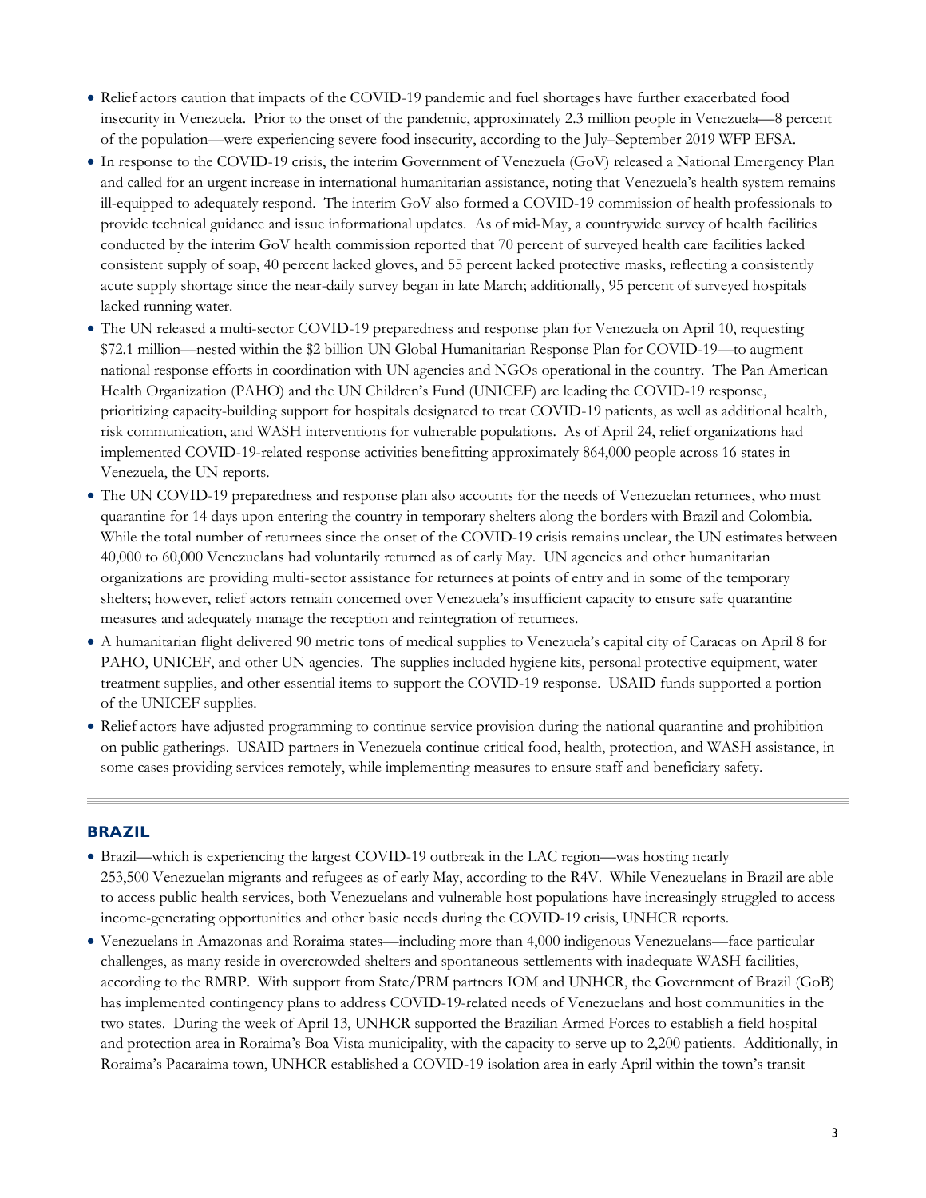- Relief actors caution that impacts of the COVID-19 pandemic and fuel shortages have further exacerbated food insecurity in Venezuela. Prior to the onset of the pandemic, approximately 2.3 million people in Venezuela—8 percent of the population—were experiencing severe food insecurity, according to the July–September 2019 WFP EFSA.
- In response to the COVID-19 crisis, the interim Government of Venezuela (GoV) released a National Emergency Plan and called for an urgent increase in international humanitarian assistance, noting that Venezuela's health system remains ill-equipped to adequately respond. The interim GoV also formed a COVID-19 commission of health professionals to provide technical guidance and issue informational updates. As of mid-May, a countrywide survey of health facilities conducted by the interim GoV health commission reported that 70 percent of surveyed health care facilities lacked consistent supply of soap, 40 percent lacked gloves, and 55 percent lacked protective masks, reflecting a consistently acute supply shortage since the near-daily survey began in late March; additionally, 95 percent of surveyed hospitals lacked running water.
- The UN released a multi-sector COVID-19 preparedness and response plan for Venezuela on April 10, requesting $72.1 million—nested within the $2 billion UN Global Humanitarian Response Plan for COVID-19—to augment national response efforts in coordination with UN agencies and NGOs operational in the country. The Pan American Health Organization (PAHO) and the UN Children's Fund (UNICEF) are leading the COVID-19 response, prioritizing capacity-building support for hospitals designated to treat COVID-19 patients, as well as additional health, risk communication, and WASH interventions for vulnerable populations. As of April 24, relief organizations had implemented COVID-19-related response activities benefitting approximately 864,000 people across 16 states in Venezuela, the UN reports.
- The UN COVID-19 preparedness and response plan also accounts for the needs of Venezuelan returnees, who must quarantine for 14 days upon entering the country in temporary shelters along the borders with Brazil and Colombia. While the total number of returnees since the onset of the COVID-19 crisis remains unclear, the UN estimates between 40,000 to 60,000 Venezuelans had voluntarily returned as of early May. UN agencies and other humanitarian organizations are providing multi-sector assistance for returnees at points of entry and in some of the temporary shelters; however, relief actors remain concerned over Venezuela's insufficient capacity to ensure safe quarantine measures and adequately manage the reception and reintegration of returnees.
- A humanitarian flight delivered 90 metric tons of medical supplies to Venezuela's capital city of Caracas on April 8 for PAHO, UNICEF, and other UN agencies. The supplies included hygiene kits, personal protective equipment, water treatment supplies, and other essential items to support the COVID-19 response. USAID funds supported a portion of the UNICEF supplies.
- Relief actors have adjusted programming to continue service provision during the national quarantine and prohibition on public gatherings. USAID partners in Venezuela continue critical food, health, protection, and WASH assistance, in some cases providing services remotely, while implementing measures to ensure staff and beneficiary safety.

## BRAZIL

- Brazil—which is experiencing the largest COVID-19 outbreak in the LAC region—was hosting nearly 253,500 Venezuelan migrants and refugees as of early May, according to the R4V. While Venezuelans in Brazil are able to access public health services, both Venezuelans and vulnerable host populations have increasingly struggled to access income-generating opportunities and other basic needs during the COVID-19 crisis, UNHCR reports.
- Venezuelans in Amazonas and Roraima states—including more than 4,000 indigenous Venezuelans—face particular challenges, as many reside in overcrowded shelters and spontaneous settlements with inadequate WASH facilities, according to the RMRP. With support from State/PRM partners IOM and UNHCR, the Government of Brazil (GoB) has implemented contingency plans to address COVID-19-related needs of Venezuelans and host communities in the two states. During the week of April 13, UNHCR supported the Brazilian Armed Forces to establish a field hospital and protection area in Roraima's Boa Vista municipality, with the capacity to serve up to 2,200 patients. Additionally, in Roraima's Pacaraima town, UNHCR established a COVID-19 isolation area in early April within the town's transit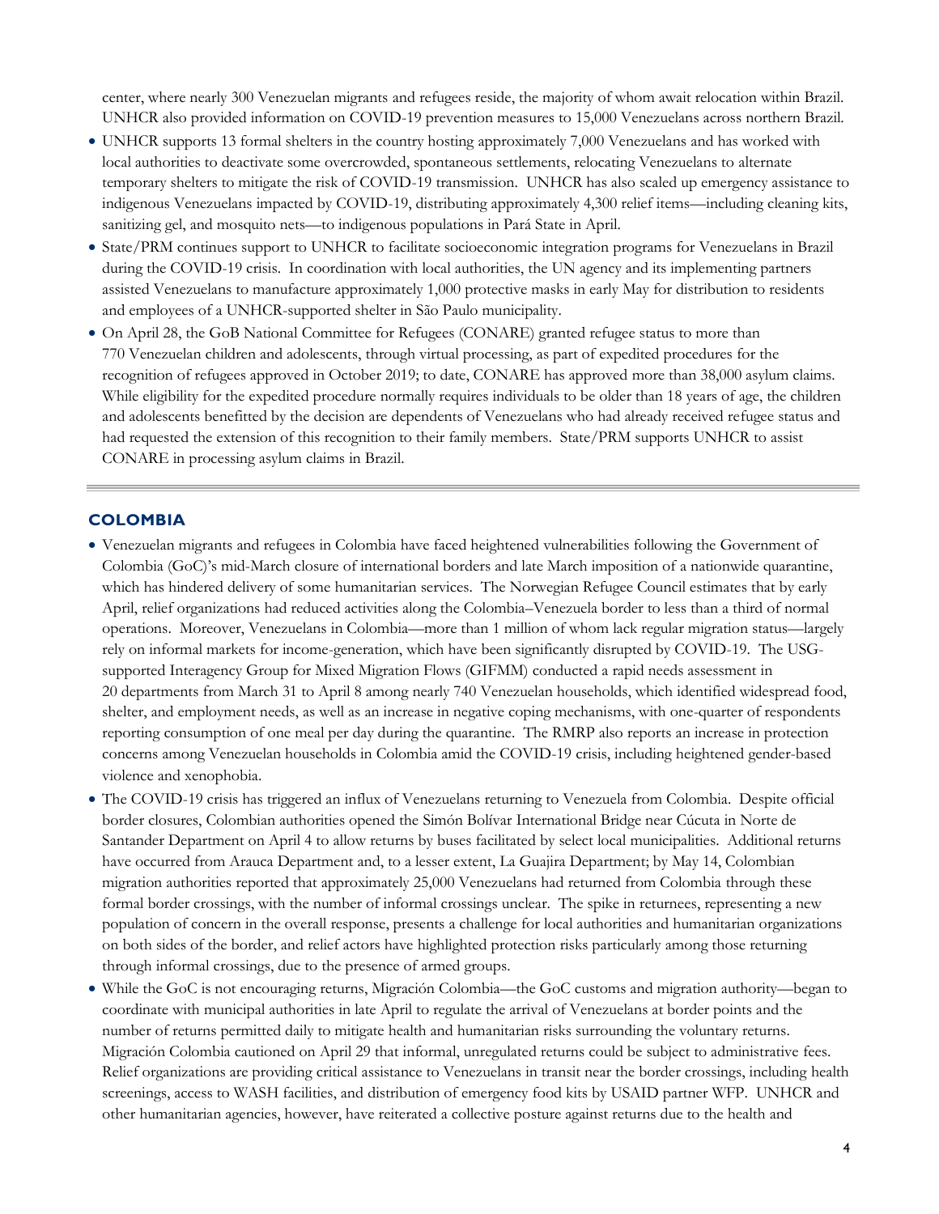center, where nearly 300 Venezuelan migrants and refugees reside, the majority of whom await relocation within Brazil. UNHCR also provided information on COVID-19 prevention measures to 15,000 Venezuelans across northern Brazil.

- UNHCR supports 13 formal shelters in the country hosting approximately 7,000 Venezuelans and has worked with local authorities to deactivate some overcrowded, spontaneous settlements, relocating Venezuelans to alternate temporary shelters to mitigate the risk of COVID-19 transmission. UNHCR has also scaled up emergency assistance to indigenous Venezuelans impacted by COVID-19, distributing approximately 4,300 relief items—including cleaning kits, sanitizing gel, and mosquito nets—to indigenous populations in Pará State in April.
- State/PRM continues support to UNHCR to facilitate socioeconomic integration programs for Venezuelans in Brazil during the COVID-19 crisis. In coordination with local authorities, the UN agency and its implementing partners assisted Venezuelans to manufacture approximately 1,000 protective masks in early May for distribution to residents and employees of a UNHCR-supported shelter in São Paulo municipality.
- On April 28, the GoB National Committee for Refugees (CONARE) granted refugee status to more than 770 Venezuelan children and adolescents, through virtual processing, as part of expedited procedures for the recognition of refugees approved in October 2019; to date, CONARE has approved more than 38,000 asylum claims. While eligibility for the expedited procedure normally requires individuals to be older than 18 years of age, the children and adolescents benefitted by the decision are dependents of Venezuelans who had already received refugee status and had requested the extension of this recognition to their family members. State/PRM supports UNHCR to assist CONARE in processing asylum claims in Brazil.

## COLOMBIA

- Venezuelan migrants and refugees in Colombia have faced heightened vulnerabilities following the Government of Colombia (GoC)'s mid-March closure of international borders and late March imposition of a nationwide quarantine, which has hindered delivery of some humanitarian services. The Norwegian Refugee Council estimates that by early April, relief organizations had reduced activities along the Colombia–Venezuela border to less than a third of normal operations. Moreover, Venezuelans in Colombia—more than 1 million of whom lack regular migration status—largely rely on informal markets for income-generation, which have been significantly disrupted by COVID-19. The USG-supported Interagency Group for Mixed Migration Flows (GIFMM) conducted a rapid needs assessment in 20 departments from March 31 to April 8 among nearly 740 Venezuelan households, which identified widespread food, shelter, and employment needs, as well as an increase in negative coping mechanisms, with one-quarter of respondents reporting consumption of one meal per day during the quarantine. The RMRP also reports an increase in protection concerns among Venezuelan households in Colombia amid the COVID-19 crisis, including heightened gender-based violence and xenophobia.
- The COVID-19 crisis has triggered an influx of Venezuelans returning to Venezuela from Colombia. Despite official border closures, Colombian authorities opened the Simón Bolívar International Bridge near Cúcuta in Norte de Santander Department on April 4 to allow returns by buses facilitated by select local municipalities. Additional returns have occurred from Arauca Department and, to a lesser extent, La Guajira Department; by May 14, Colombian migration authorities reported that approximately 25,000 Venezuelans had returned from Colombia through these formal border crossings, with the number of informal crossings unclear. The spike in returnees, representing a new population of concern in the overall response, presents a challenge for local authorities and humanitarian organizations on both sides of the border, and relief actors have highlighted protection risks particularly among those returning through informal crossings, due to the presence of armed groups.
- While the GoC is not encouraging returns, Migración Colombia—the GoC customs and migration authority—began to coordinate with municipal authorities in late April to regulate the arrival of Venezuelans at border points and the number of returns permitted daily to mitigate health and humanitarian risks surrounding the voluntary returns. Migración Colombia cautioned on April 29 that informal, unregulated returns could be subject to administrative fees. Relief organizations are providing critical assistance to Venezuelans in transit near the border crossings, including health screenings, access to WASH facilities, and distribution of emergency food kits by USAID partner WFP. UNHCR and other humanitarian agencies, however, have reiterated a collective posture against returns due to the health and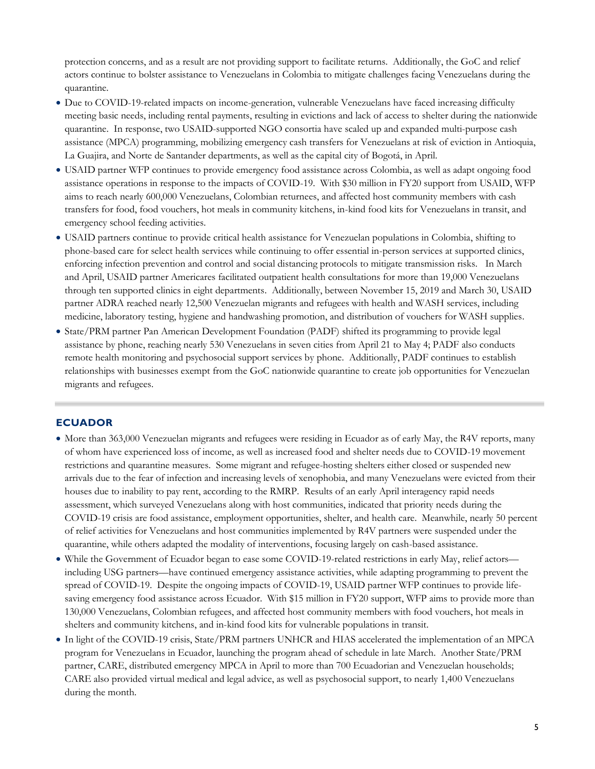protection concerns, and as a result are not providing support to facilitate returns. Additionally, the GoC and relief actors continue to bolster assistance to Venezuelans in Colombia to mitigate challenges facing Venezuelans during the quarantine.

- Due to COVID-19-related impacts on income-generation, vulnerable Venezuelans have faced increasing difficulty meeting basic needs, including rental payments, resulting in evictions and lack of access to shelter during the nationwide quarantine. In response, two USAID-supported NGO consortia have scaled up and expanded multi-purpose cash assistance (MPCA) programming, mobilizing emergency cash transfers for Venezuelans at risk of eviction in Antioquia, La Guajira, and Norte de Santander departments, as well as the capital city of Bogotá, in April.
- USAID partner WFP continues to provide emergency food assistance across Colombia, as well as adapt ongoing food assistance operations in response to the impacts of COVID-19. With $30 million in FY20 support from USAID, WFP aims to reach nearly 600,000 Venezuelans, Colombian returnees, and affected host community members with cash transfers for food, food vouchers, hot meals in community kitchens, in-kind food kits for Venezuelans in transit, and emergency school feeding activities.
- USAID partners continue to provide critical health assistance for Venezuelan populations in Colombia, shifting to phone-based care for select health services while continuing to offer essential in-person services at supported clinics, enforcing infection prevention and control and social distancing protocols to mitigate transmission risks. In March and April, USAID partner Americares facilitated outpatient health consultations for more than 19,000 Venezuelans through ten supported clinics in eight departments. Additionally, between November 15, 2019 and March 30, USAID partner ADRA reached nearly 12,500 Venezuelan migrants and refugees with health and WASH services, including medicine, laboratory testing, hygiene and handwashing promotion, and distribution of vouchers for WASH supplies.
- State/PRM partner Pan American Development Foundation (PADF) shifted its programming to provide legal assistance by phone, reaching nearly 530 Venezuelans in seven cities from April 21 to May 4; PADF also conducts remote health monitoring and psychosocial support services by phone. Additionally, PADF continues to establish relationships with businesses exempt from the GoC nationwide quarantine to create job opportunities for Venezuelan migrants and refugees.

## ECUADOR

- More than 363,000 Venezuelan migrants and refugees were residing in Ecuador as of early May, the R4V reports, many of whom have experienced loss of income, as well as increased food and shelter needs due to COVID-19 movement restrictions and quarantine measures. Some migrant and refugee-hosting shelters either closed or suspended new arrivals due to the fear of infection and increasing levels of xenophobia, and many Venezuelans were evicted from their houses due to inability to pay rent, according to the RMRP. Results of an early April interagency rapid needs assessment, which surveyed Venezuelans along with host communities, indicated that priority needs during the COVID-19 crisis are food assistance, employment opportunities, shelter, and health care. Meanwhile, nearly 50 percent of relief activities for Venezuelans and host communities implemented by R4V partners were suspended under the quarantine, while others adapted the modality of interventions, focusing largely on cash-based assistance.
- While the Government of Ecuador began to ease some COVID-19-related restrictions in early May, relief actors—including USG partners—have continued emergency assistance activities, while adapting programming to prevent the spread of COVID-19. Despite the ongoing impacts of COVID-19, USAID partner WFP continues to provide life-saving emergency food assistance across Ecuador. With $15 million in FY20 support, WFP aims to provide more than 130,000 Venezuelans, Colombian refugees, and affected host community members with food vouchers, hot meals in shelters and community kitchens, and in-kind food kits for vulnerable populations in transit.
- In light of the COVID-19 crisis, State/PRM partners UNHCR and HIAS accelerated the implementation of an MPCA program for Venezuelans in Ecuador, launching the program ahead of schedule in late March. Another State/PRM partner, CARE, distributed emergency MPCA in April to more than 700 Ecuadorian and Venezuelan households; CARE also provided virtual medical and legal advice, as well as psychosocial support, to nearly 1,400 Venezuelans during the month.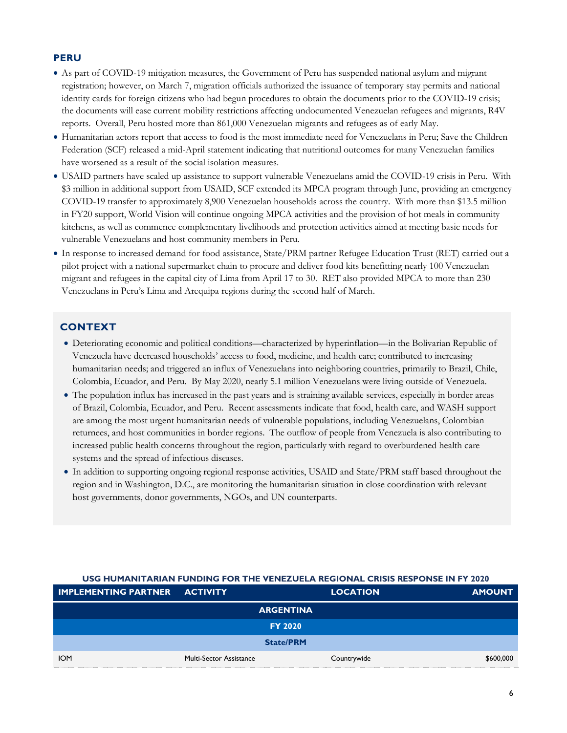## PERU

- As part of COVID-19 mitigation measures, the Government of Peru has suspended national asylum and migrant registration; however, on March 7, migration officials authorized the issuance of temporary stay permits and national identity cards for foreign citizens who had begun procedures to obtain the documents prior to the COVID-19 crisis; the documents will ease current mobility restrictions affecting undocumented Venezuelan refugees and migrants, R4V reports. Overall, Peru hosted more than 861,000 Venezuelan migrants and refugees as of early May.
- Humanitarian actors report that access to food is the most immediate need for Venezuelans in Peru; Save the Children Federation (SCF) released a mid-April statement indicating that nutritional outcomes for many Venezuelan families have worsened as a result of the social isolation measures.
- USAID partners have scaled up assistance to support vulnerable Venezuelans amid the COVID-19 crisis in Peru. With $3 million in additional support from USAID, SCF extended its MPCA program through June, providing an emergency COVID-19 transfer to approximately 8,900 Venezuelan households across the country. With more than $13.5 million in FY20 support, World Vision will continue ongoing MPCA activities and the provision of hot meals in community kitchens, as well as commence complementary livelihoods and protection activities aimed at meeting basic needs for vulnerable Venezuelans and host community members in Peru.
- In response to increased demand for food assistance, State/PRM partner Refugee Education Trust (RET) carried out a pilot project with a national supermarket chain to procure and deliver food kits benefitting nearly 100 Venezuelan migrant and refugees in the capital city of Lima from April 17 to 30. RET also provided MPCA to more than 230 Venezuelans in Peru's Lima and Arequipa regions during the second half of March.

## CONTEXT

- Deteriorating economic and political conditions—characterized by hyperinflation—in the Bolivarian Republic of Venezuela have decreased households' access to food, medicine, and health care; contributed to increasing humanitarian needs; and triggered an influx of Venezuelans into neighboring countries, primarily to Brazil, Chile, Colombia, Ecuador, and Peru. By May 2020, nearly 5.1 million Venezuelans were living outside of Venezuela.
- The population influx has increased in the past years and is straining available services, especially in border areas of Brazil, Colombia, Ecuador, and Peru. Recent assessments indicate that food, health care, and WASH support are among the most urgent humanitarian needs of vulnerable populations, including Venezuelans, Colombian returnees, and host communities in border regions. The outflow of people from Venezuela is also contributing to increased public health concerns throughout the region, particularly with regard to overburdened health care systems and the spread of infectious diseases.
- In addition to supporting ongoing regional response activities, USAID and State/PRM staff based throughout the region and in Washington, D.C., are monitoring the humanitarian situation in close coordination with relevant host governments, donor governments, NGOs, and UN counterparts.

**USG HUMANITARIAN FUNDING FOR THE VENEZUELA REGIONAL CRISIS RESPONSE IN FY 2020**

| IMPLEMENTING PARTNER | ACTIVITY | LOCATION | AMOUNT |
|---|---|---|---|
| **ARGENTINA** | | | |
| **FY 2020** | | | |
| **State/PRM** | | | |
| IOM | Multi-Sector Assistance | Countrywide | $600,000 |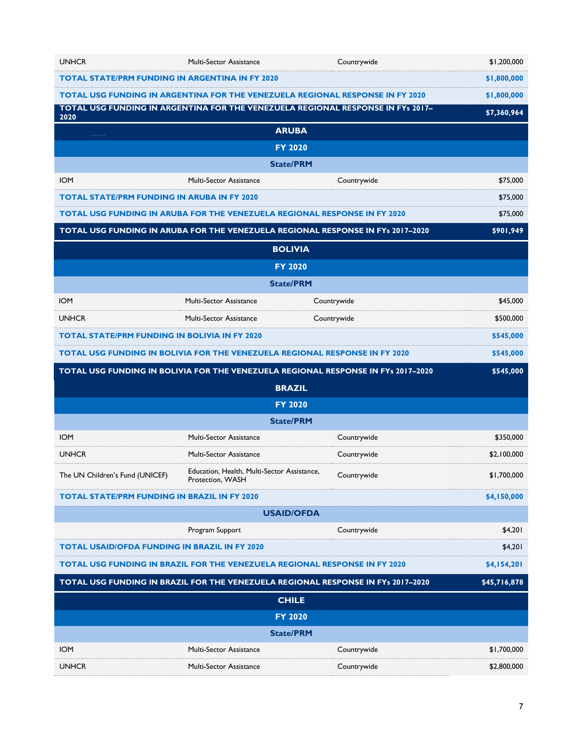| | | | |
|---|---|---|---|
| UNHCR | Multi-Sector Assistance | Countrywide | $1,200,000 |
| **TOTAL STATE/PRM FUNDING IN ARGENTINA IN FY 2020** | | | **$1,800,000** |
| **TOTAL USG FUNDING IN ARGENTINA FOR THE VENEZUELA REGIONAL RESPONSE IN FY 2020** | | | **$1,800,000** |
| **TOTAL USG FUNDING IN ARGENTINA FOR THE VENEZUELA REGIONAL RESPONSE IN FYs 2017–2020** | | | **$7,360,964** |
| **ARUBA** | | | |
| **FY 2020** | | | |
| **State/PRM** | | | |
| IOM | Multi-Sector Assistance | Countrywide | $75,000 |
| **TOTAL STATE/PRM FUNDING IN ARUBA IN FY 2020** | | | $75,000 |
| **TOTAL USG FUNDING IN ARUBA FOR THE VENEZUELA REGIONAL RESPONSE IN FY 2020** | | | $75,000 |
| **TOTAL USG FUNDING IN ARUBA FOR THE VENEZUELA REGIONAL RESPONSE IN FYs 2017–2020** | | | **$901,949** |
| **BOLIVIA** | | | |
| **FY 2020** | | | |
| **State/PRM** | | | |
| IOM | Multi-Sector Assistance | Countrywide | $45,000 |
| UNHCR | Multi-Sector Assistance | Countrywide | $500,000 |
| **TOTAL STATE/PRM FUNDING IN BOLIVIA IN FY 2020** | | | **$545,000** |
| **TOTAL USG FUNDING IN BOLIVIA FOR THE VENEZUELA REGIONAL RESPONSE IN FY 2020** | | | **$545,000** |
| **TOTAL USG FUNDING IN BOLIVIA FOR THE VENEZUELA REGIONAL RESPONSE IN FYs 2017–2020** | | | **$545,000** |
| **BRAZIL** | | | |
| **FY 2020** | | | |
| **State/PRM** | | | |
| IOM | Multi-Sector Assistance | Countrywide | $350,000 |
| UNHCR | Multi-Sector Assistance | Countrywide | $2,100,000 |
| The UN Children's Fund (UNICEF) | Education, Health, Multi-Sector Assistance, Protection, WASH | Countrywide | $1,700,000 |
| **TOTAL STATE/PRM FUNDING IN BRAZIL IN FY 2020** | | | **$4,150,000** |
| **USAID/OFDA** | | | |
| | Program Support | Countrywide | $4,201 |
| **TOTAL USAID/OFDA FUNDING IN BRAZIL IN FY 2020** | | | $4,201 |
| **TOTAL USG FUNDING IN BRAZIL FOR THE VENEZUELA REGIONAL RESPONSE IN FY 2020** | | | **$4,154,201** |
| **TOTAL USG FUNDING IN BRAZIL FOR THE VENEZUELA REGIONAL RESPONSE IN FYs 2017–2020** | | | **$45,716,878** |
| **CHILE** | | | |
| **FY 2020** | | | |
| **State/PRM** | | | |
| IOM | Multi-Sector Assistance | Countrywide | $1,700,000 |
| UNHCR | Multi-Sector Assistance | Countrywide | $2,800,000 |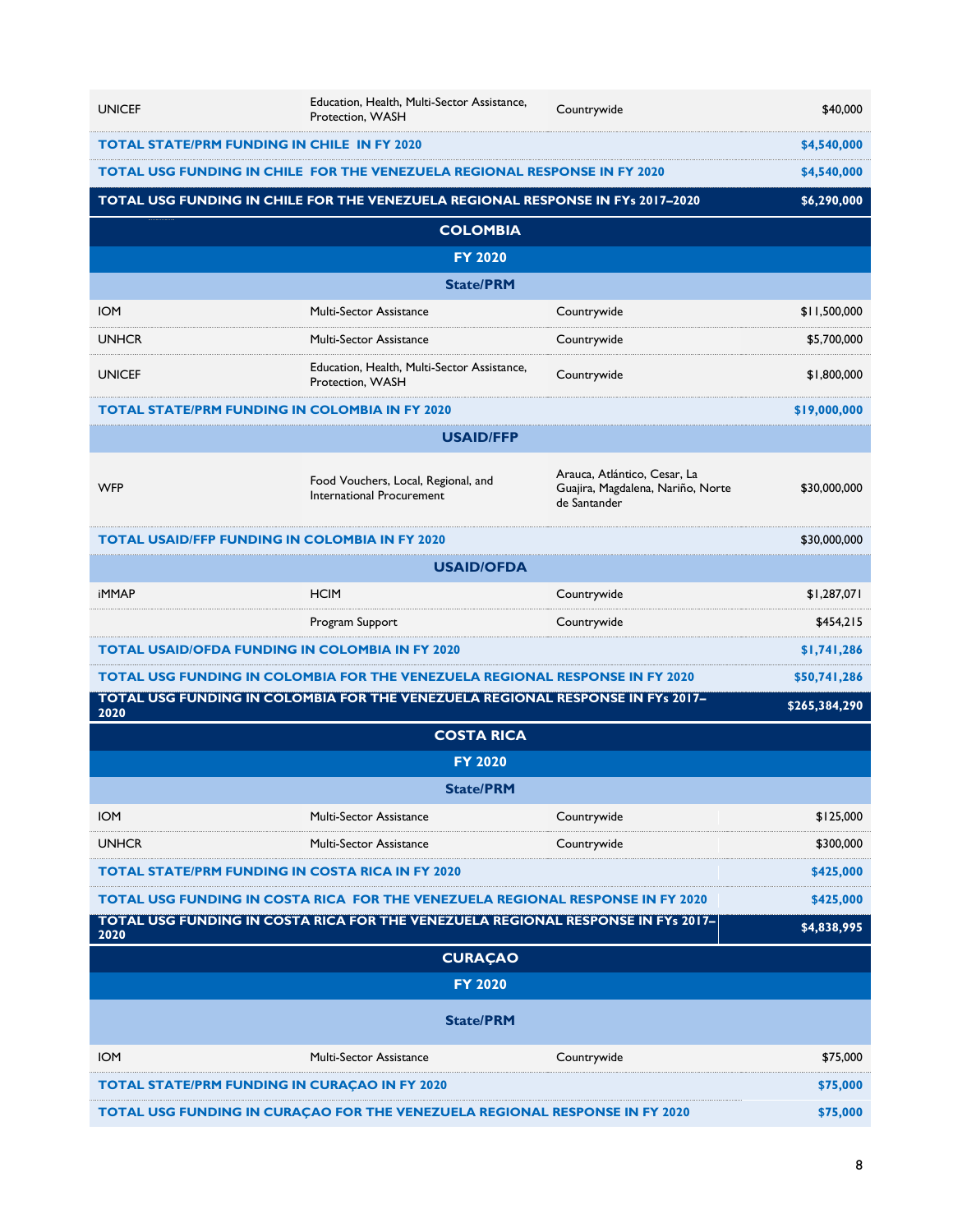| | | | |
|---|---|---|---|
| UNICEF | Education, Health, Multi-Sector Assistance, Protection, WASH | Countrywide | $40,000 |
| **TOTAL STATE/PRM FUNDING IN CHILE IN FY 2020** | | | **$4,540,000** |
| **TOTAL USG FUNDING IN CHILE FOR THE VENEZUELA REGIONAL RESPONSE IN FY 2020** | | | **$4,540,000** |
| **TOTAL USG FUNDING IN CHILE FOR THE VENEZUELA REGIONAL RESPONSE IN FYs 2017–2020** | | | **$6,290,000** |
| **COLOMBIA** | | | |
| **FY 2020** | | | |
| **State/PRM** | | | |
| IOM | Multi-Sector Assistance | Countrywide | $11,500,000 |
| UNHCR | Multi-Sector Assistance | Countrywide | $5,700,000 |
| UNICEF | Education, Health, Multi-Sector Assistance, Protection, WASH | Countrywide | $1,800,000 |
| **TOTAL STATE/PRM FUNDING IN COLOMBIA IN FY 2020** | | | **$19,000,000** |
| **USAID/FFP** | | | |
| WFP | Food Vouchers, Local, Regional, and International Procurement | Arauca, Atlántico, Cesar, La Guajira, Magdalena, Nariño, Norte de Santander | $30,000,000 |
| **TOTAL USAID/FFP FUNDING IN COLOMBIA IN FY 2020** | | | $30,000,000 |
| **USAID/OFDA** | | | |
| iMMAP | HCIM | Countrywide | $1,287,071 |
| | Program Support | Countrywide | $454,215 |
| **TOTAL USAID/OFDA FUNDING IN COLOMBIA IN FY 2020** | | | **$1,741,286** |
| **TOTAL USG FUNDING IN COLOMBIA FOR THE VENEZUELA REGIONAL RESPONSE IN FY 2020** | | | **$50,741,286** |
| **TOTAL USG FUNDING IN COLOMBIA FOR THE VENEZUELA REGIONAL RESPONSE IN FYs 2017–2020** | | | **$265,384,290** |
| **COSTA RICA** | | | |
| **FY 2020** | | | |
| **State/PRM** | | | |
| IOM | Multi-Sector Assistance | Countrywide | $125,000 |
| UNHCR | Multi-Sector Assistance | Countrywide | $300,000 |
| **TOTAL STATE/PRM FUNDING IN COSTA RICA IN FY 2020** | | | **$425,000** |
| **TOTAL USG FUNDING IN COSTA RICA FOR THE VENEZUELA REGIONAL RESPONSE IN FY 2020** | | | **$425,000** |
| **TOTAL USG FUNDING IN COSTA RICA FOR THE VENEZUELA REGIONAL RESPONSE IN FYs 2017–2020** | | | **$4,838,995** |
| **CURAÇAO** | | | |
| **FY 2020** | | | |
| **State/PRM** | | | |
| IOM | Multi-Sector Assistance | Countrywide | $75,000 |
| **TOTAL STATE/PRM FUNDING IN CURAÇAO IN FY 2020** | | | **$75,000** |
| **TOTAL USG FUNDING IN CURAÇAO FOR THE VENEZUELA REGIONAL RESPONSE IN FY 2020** | | | **$75,000** |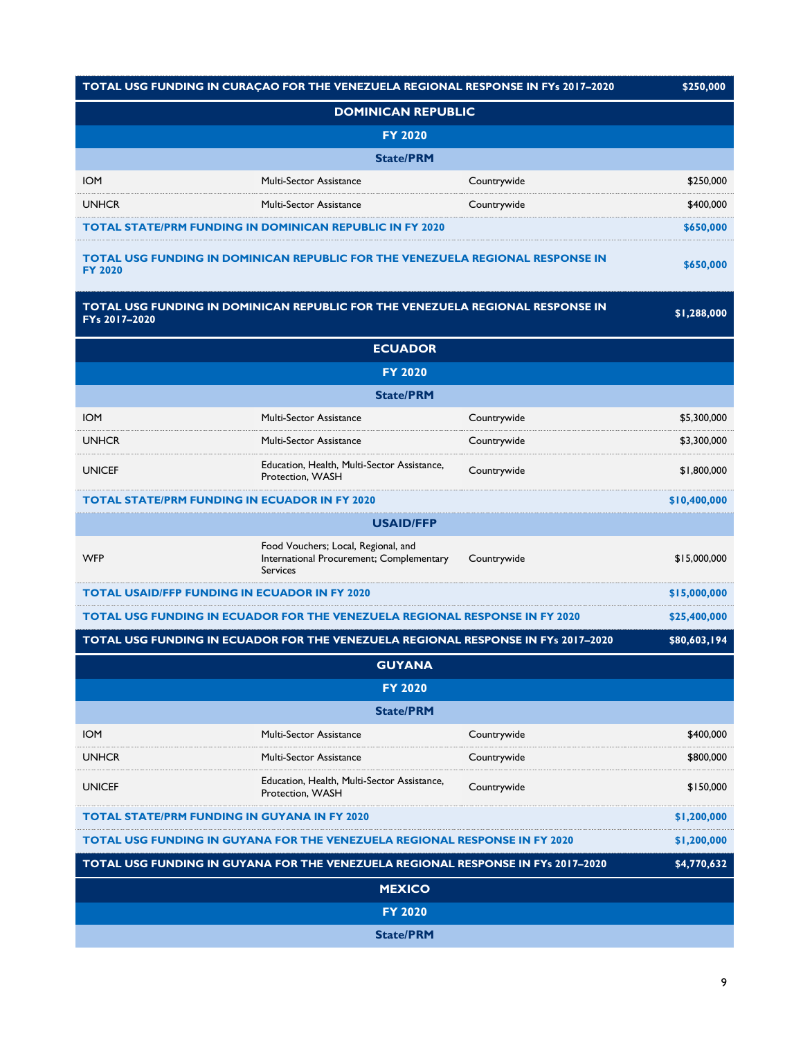| | | | |
|---|---|---|---|
| **TOTAL USG FUNDING IN CURAÇAO FOR THE VENEZUELA REGIONAL RESPONSE IN FYs 2017–2020** | | | **$250,000** |
| **DOMINICAN REPUBLIC** | | | |
| **FY 2020** | | | |
| **State/PRM** | | | |
| IOM | Multi-Sector Assistance | Countrywide | $250,000 |
| UNHCR | Multi-Sector Assistance | Countrywide | $400,000 |
| **TOTAL STATE/PRM FUNDING IN DOMINICAN REPUBLIC IN FY 2020** | | | **$650,000** |
| **TOTAL USG FUNDING IN DOMINICAN REPUBLIC FOR THE VENEZUELA REGIONAL RESPONSE IN FY 2020** | | | **$650,000** |
| **TOTAL USG FUNDING IN DOMINICAN REPUBLIC FOR THE VENEZUELA REGIONAL RESPONSE IN FYs 2017–2020** | | | **$1,288,000** |
| **ECUADOR** | | | |
| **FY 2020** | | | |
| **State/PRM** | | | |
| IOM | Multi-Sector Assistance | Countrywide | $5,300,000 |
| UNHCR | Multi-Sector Assistance | Countrywide | $3,300,000 |
| UNICEF | Education, Health, Multi-Sector Assistance, Protection, WASH | Countrywide | $1,800,000 |
| **TOTAL STATE/PRM FUNDING IN ECUADOR IN FY 2020** | | | **$10,400,000** |
| **USAID/FFP** | | | |
| WFP | Food Vouchers; Local, Regional, and International Procurement; Complementary Services | Countrywide | $15,000,000 |
| **TOTAL USAID/FFP FUNDING IN ECUADOR IN FY 2020** | | | **$15,000,000** |
| **TOTAL USG FUNDING IN ECUADOR FOR THE VENEZUELA REGIONAL RESPONSE IN FY 2020** | | | **$25,400,000** |
| **TOTAL USG FUNDING IN ECUADOR FOR THE VENEZUELA REGIONAL RESPONSE IN FYs 2017–2020** | | | **$80,603,194** |
| **GUYANA** | | | |
| **FY 2020** | | | |
| **State/PRM** | | | |
| IOM | Multi-Sector Assistance | Countrywide | $400,000 |
| UNHCR | Multi-Sector Assistance | Countrywide | $800,000 |
| UNICEF | Education, Health, Multi-Sector Assistance, Protection, WASH | Countrywide | $150,000 |
| **TOTAL STATE/PRM FUNDING IN GUYANA IN FY 2020** | | | **$1,200,000** |
| **TOTAL USG FUNDING IN GUYANA FOR THE VENEZUELA REGIONAL RESPONSE IN FY 2020** | | | **$1,200,000** |
| **TOTAL USG FUNDING IN GUYANA FOR THE VENEZUELA REGIONAL RESPONSE IN FYs 2017–2020** | | | **$4,770,632** |
| **MEXICO** | | | |
| **FY 2020** | | | |
| **State/PRM** | | | |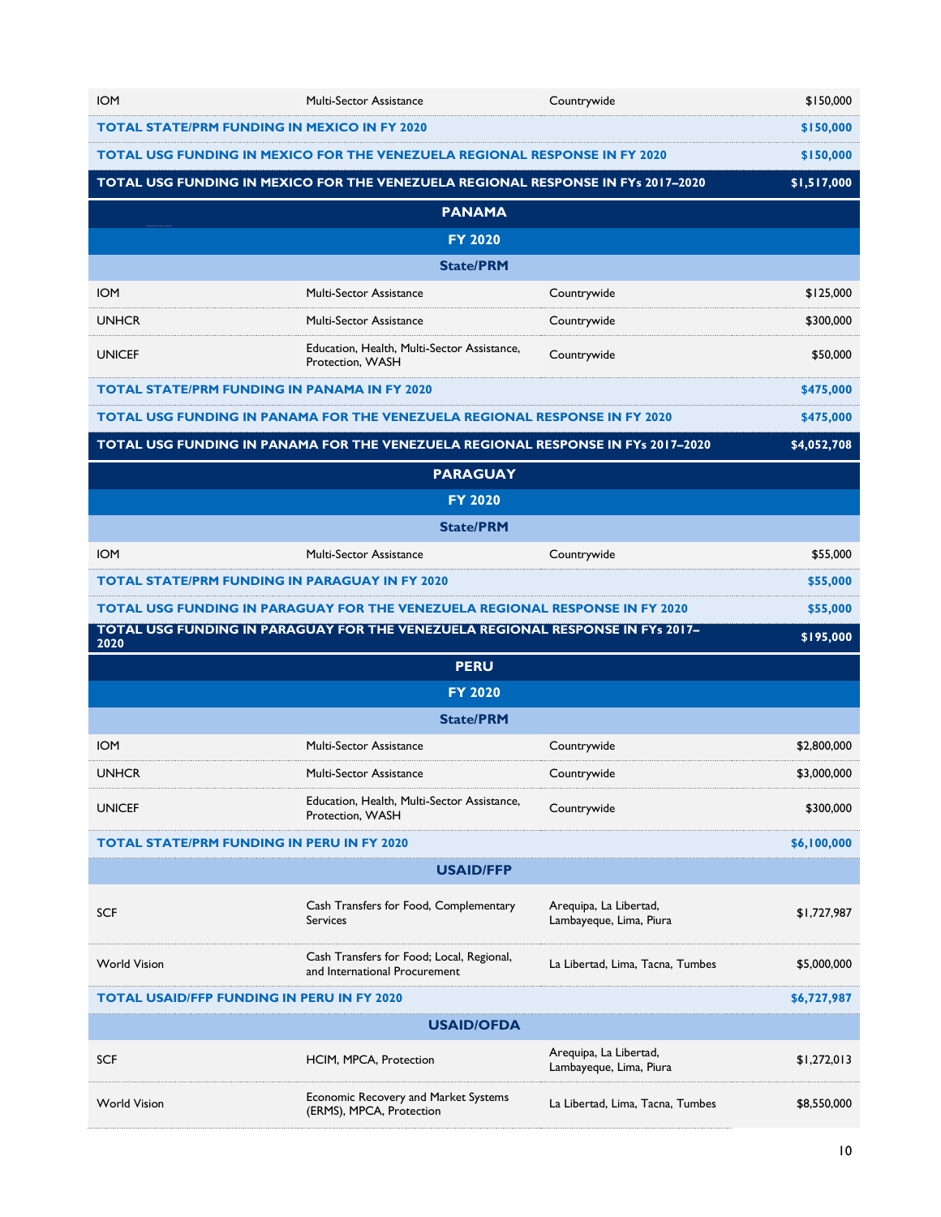| | | | |
|---|---|---|---|
| IOM | Multi-Sector Assistance | Countrywide | $150,000 |
| **TOTAL STATE/PRM FUNDING IN MEXICO IN FY 2020** | | | **$150,000** |
| **TOTAL USG FUNDING IN MEXICO FOR THE VENEZUELA REGIONAL RESPONSE IN FY 2020** | | | **$150,000** |
| **TOTAL USG FUNDING IN MEXICO FOR THE VENEZUELA REGIONAL RESPONSE IN FYs 2017–2020** | | | **$1,517,000** |
| **PANAMA** | | | |
| **FY 2020** | | | |
| **State/PRM** | | | |
| IOM | Multi-Sector Assistance | Countrywide | $125,000 |
| UNHCR | Multi-Sector Assistance | Countrywide | $300,000 |
| UNICEF | Education, Health, Multi-Sector Assistance, Protection, WASH | Countrywide | $50,000 |
| **TOTAL STATE/PRM FUNDING IN PANAMA IN FY 2020** | | | **$475,000** |
| **TOTAL USG FUNDING IN PANAMA FOR THE VENEZUELA REGIONAL RESPONSE IN FY 2020** | | | **$475,000** |
| **TOTAL USG FUNDING IN PANAMA FOR THE VENEZUELA REGIONAL RESPONSE IN FYs 2017–2020** | | | **$4,052,708** |
| **PARAGUAY** | | | |
| **FY 2020** | | | |
| **State/PRM** | | | |
| IOM | Multi-Sector Assistance | Countrywide | $55,000 |
| **TOTAL STATE/PRM FUNDING IN PARAGUAY IN FY 2020** | | | **$55,000** |
| **TOTAL USG FUNDING IN PARAGUAY FOR THE VENEZUELA REGIONAL RESPONSE IN FY 2020** | | | **$55,000** |
| **TOTAL USG FUNDING IN PARAGUAY FOR THE VENEZUELA REGIONAL RESPONSE IN FYs 2017–2020** | | | **$195,000** |
| **PERU** | | | |
| **FY 2020** | | | |
| **State/PRM** | | | |
| IOM | Multi-Sector Assistance | Countrywide | $2,800,000 |
| UNHCR | Multi-Sector Assistance | Countrywide | $3,000,000 |
| UNICEF | Education, Health, Multi-Sector Assistance, Protection, WASH | Countrywide | $300,000 |
| **TOTAL STATE/PRM FUNDING IN PERU IN FY 2020** | | | **$6,100,000** |
| **USAID/FFP** | | | |
| SCF | Cash Transfers for Food, Complementary Services | Arequipa, La Libertad, Lambayeque, Lima, Piura | $1,727,987 |
| World Vision | Cash Transfers for Food; Local, Regional, and International Procurement | La Libertad, Lima, Tacna, Tumbes | $5,000,000 |
| **TOTAL USAID/FFP FUNDING IN PERU IN FY 2020** | | | **$6,727,987** |
| **USAID/OFDA** | | | |
| SCF | HCIM, MPCA, Protection | Arequipa, La Libertad, Lambayeque, Lima, Piura | $1,272,013 |
| World Vision | Economic Recovery and Market Systems (ERMS), MPCA, Protection | La Libertad, Lima, Tacna, Tumbes | $8,550,000 |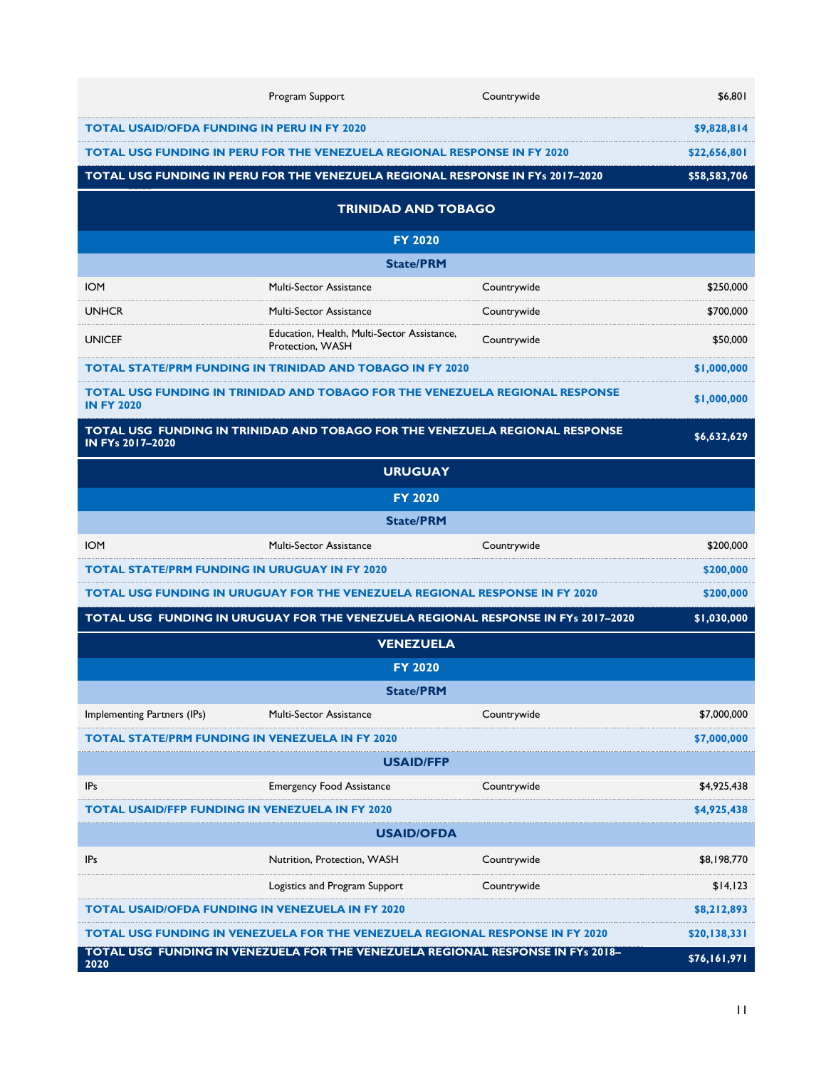| | | | |
|---|---|---|---|
| | Program Support | Countrywide | $6,801 |
| **TOTAL USAID/OFDA FUNDING IN PERU IN FY 2020** | | | **$9,828,814** |
| **TOTAL USG FUNDING IN PERU FOR THE VENEZUELA REGIONAL RESPONSE IN FY 2020** | | | **$22,656,801** |
| **TOTAL USG FUNDING IN PERU FOR THE VENEZUELA REGIONAL RESPONSE IN FYs 2017–2020** | | | **$58,583,706** |
| **TRINIDAD AND TOBAGO** | | | |
| **FY 2020** | | | |
| **State/PRM** | | | |
| IOM | Multi-Sector Assistance | Countrywide | $250,000 |
| UNHCR | Multi-Sector Assistance | Countrywide | $700,000 |
| UNICEF | Education, Health, Multi-Sector Assistance, Protection, WASH | Countrywide | $50,000 |
| **TOTAL STATE/PRM FUNDING IN TRINIDAD AND TOBAGO IN FY 2020** | | | **$1,000,000** |
| **TOTAL USG FUNDING IN TRINIDAD AND TOBAGO FOR THE VENEZUELA REGIONAL RESPONSE IN FY 2020** | | | **$1,000,000** |
| **TOTAL USG FUNDING IN TRINIDAD AND TOBAGO FOR THE VENEZUELA REGIONAL RESPONSE IN FYs 2017–2020** | | | **$6,632,629** |
| **URUGUAY** | | | |
| **FY 2020** | | | |
| **State/PRM** | | | |
| IOM | Multi-Sector Assistance | Countrywide | $200,000 |
| **TOTAL STATE/PRM FUNDING IN URUGUAY IN FY 2020** | | | **$200,000** |
| **TOTAL USG FUNDING IN URUGUAY FOR THE VENEZUELA REGIONAL RESPONSE IN FY 2020** | | | **$200,000** |
| **TOTAL USG FUNDING IN URUGUAY FOR THE VENEZUELA REGIONAL RESPONSE IN FYs 2017–2020** | | | **$1,030,000** |
| **VENEZUELA** | | | |
| **FY 2020** | | | |
| **State/PRM** | | | |
| Implementing Partners (IPs) | Multi-Sector Assistance | Countrywide | $7,000,000 |
| **TOTAL STATE/PRM FUNDING IN VENEZUELA IN FY 2020** | | | **$7,000,000** |
| **USAID/FFP** | | | |
| IPs | Emergency Food Assistance | Countrywide | $4,925,438 |
| **TOTAL USAID/FFP FUNDING IN VENEZUELA IN FY 2020** | | | **$4,925,438** |
| **USAID/OFDA** | | | |
| IPs | Nutrition, Protection, WASH | Countrywide | $8,198,770 |
| | Logistics and Program Support | Countrywide | $14,123 |
| **TOTAL USAID/OFDA FUNDING IN VENEZUELA IN FY 2020** | | | **$8,212,893** |
| **TOTAL USG FUNDING IN VENEZUELA FOR THE VENEZUELA REGIONAL RESPONSE IN FY 2020** | | | **$20,138,331** |
| **TOTAL USG FUNDING IN VENEZUELA FOR THE VENEZUELA REGIONAL RESPONSE IN FYs 2018–2020** | | | **$76,161,971** |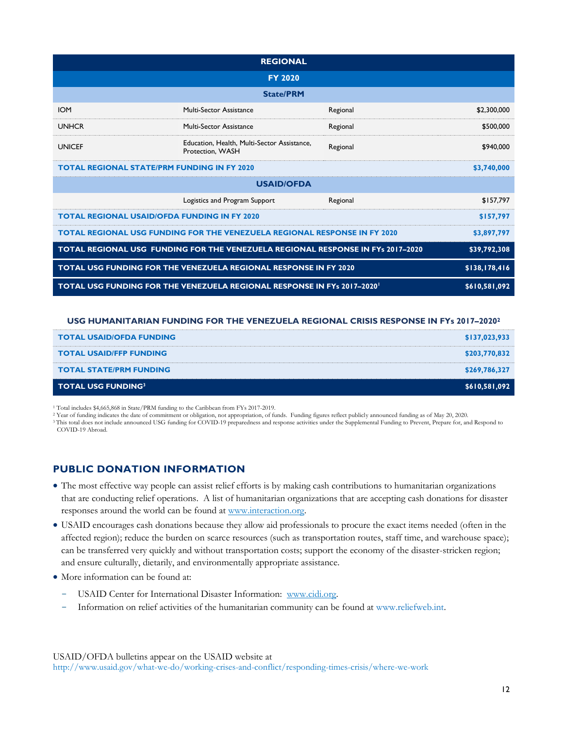| | | | |
|---|---|---|---|
| **REGIONAL** | | | |
| **FY 2020** | | | |
| **State/PRM** | | | |
| IOM | Multi-Sector Assistance | Regional | $2,300,000 |
| UNHCR | Multi-Sector Assistance | Regional | $500,000 |
| UNICEF | Education, Health, Multi-Sector Assistance, Protection, WASH | Regional | $940,000 |
| **TOTAL REGIONAL STATE/PRM FUNDING IN FY 2020** | | | **$3,740,000** |
| **USAID/OFDA** | | | |
| | Logistics and Program Support | Regional | $157,797 |
| **TOTAL REGIONAL USAID/OFDA FUNDING IN FY 2020** | | | **$157,797** |
| **TOTAL REGIONAL USG FUNDING FOR THE VENEZUELA REGIONAL RESPONSE IN FY 2020** | | | **$3,897,797** |
| **TOTAL REGIONAL USG FUNDING FOR THE VENEZUELA REGIONAL RESPONSE IN FYs 2017–2020** | | | **$39,792,308** |
| **TOTAL USG FUNDING FOR THE VENEZUELA REGIONAL RESPONSE IN FY 2020** | | | **$138,178,416** |
| **TOTAL USG FUNDING FOR THE VENEZUELA REGIONAL RESPONSE IN FYs 2017–2020[1]** | | | **$610,581,092** |

**USG HUMANITARIAN FUNDING FOR THE VENEZUELA REGIONAL CRISIS RESPONSE IN FYs 2017–2020[2]**

| | |
|---|---|
| **TOTAL USAID/OFDA FUNDING** | **$137,023,933** |
| **TOTAL USAID/FFP FUNDING** | **$203,770,832** |
| **TOTAL STATE/PRM FUNDING** | **$269,786,327** |
| **TOTAL USG FUNDING[3]** | **$610,581,092** |

[1] Total includes $4,665,868 in State/PRM funding to the Caribbean from FYs 2017-2019.
[2] Year of funding indicates the date of commitment or obligation, not appropriation, of funds. Funding figures reflect publicly announced funding as of May 20, 2020.
[3] This total does not include announced USG funding for COVID-19 preparedness and response activities under the Supplemental Funding to Prevent, Prepare for, and Respond to COVID-19 Abroad.

## PUBLIC DONATION INFORMATION

- The most effective way people can assist relief efforts is by making cash contributions to humanitarian organizations that are conducting relief operations. A list of humanitarian organizations that are accepting cash donations for disaster responses around the world can be found at www.interaction.org.
- USAID encourages cash donations because they allow aid professionals to procure the exact items needed (often in the affected region); reduce the burden on scarce resources (such as transportation routes, staff time, and warehouse space); can be transferred very quickly and without transportation costs; support the economy of the disaster-stricken region; and ensure culturally, dietarily, and environmentally appropriate assistance.
- More information can be found at:
  - USAID Center for International Disaster Information: www.cidi.org.
  - Information on relief activities of the humanitarian community can be found at www.reliefweb.int.

USAID/OFDA bulletins appear on the USAID website at
http://www.usaid.gov/what-we-do/working-crises-and-conflict/responding-times-crisis/where-we-work